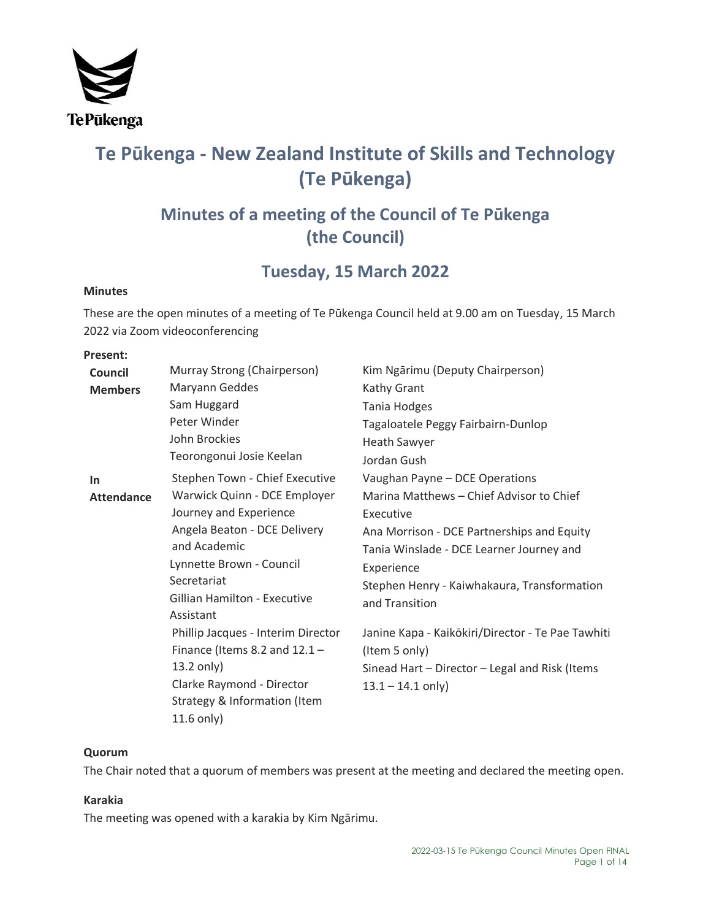# Te Pūkenga - New Zealand Institute of Skills and Technology (Te Pūkenga)

## Minutes of a meeting of the Council of Te Pūkenga (the Council)

## Tuesday, 15 March 2022

### Minutes

These are the open minutes of a meeting of Te Pūkenga Council held at 9.00 am on Tuesday, 15 March 2022 via Zoom videoconferencing

### Present:

| | | |
|---|---|---|
| **Council Members** | Murray Strong (Chairperson) | Kim Ngārimu (Deputy Chairperson) |
| | Maryann Geddes | Kathy Grant |
| | Sam Huggard | Tania Hodges |
| | Peter Winder | Tagaloatele Peggy Fairbairn-Dunlop |
| | John Brockies | Heath Sawyer |
| | Teorongonui Josie Keelan | Jordan Gush |
| **In Attendance** | Stephen Town - Chief Executive | Vaughan Payne – DCE Operations |
| | Warwick Quinn - DCE Employer Journey and Experience | Marina Matthews – Chief Advisor to Chief Executive |
| | Angela Beaton - DCE Delivery and Academic | Ana Morrison - DCE Partnerships and Equity |
| | Lynnette Brown - Council Secretariat | Tania Winslade - DCE Learner Journey and Experience |
| | Gillian Hamilton - Executive Assistant | Stephen Henry - Kaiwhakaura, Transformation and Transition |
| | Phillip Jacques - Interim Director Finance (Items 8.2 and 12.1 – 13.2 only) | Janine Kapa - Kaikōkiri/Director - Te Pae Tawhiti (Item 5 only) |
| | Clarke Raymond - Director Strategy & Information (Item 11.6 only) | Sinead Hart – Director – Legal and Risk (Items 13.1 – 14.1 only) |

### Quorum

The Chair noted that a quorum of members was present at the meeting and declared the meeting open.

### Karakia

The meeting was opened with a karakia by Kim Ngārimu.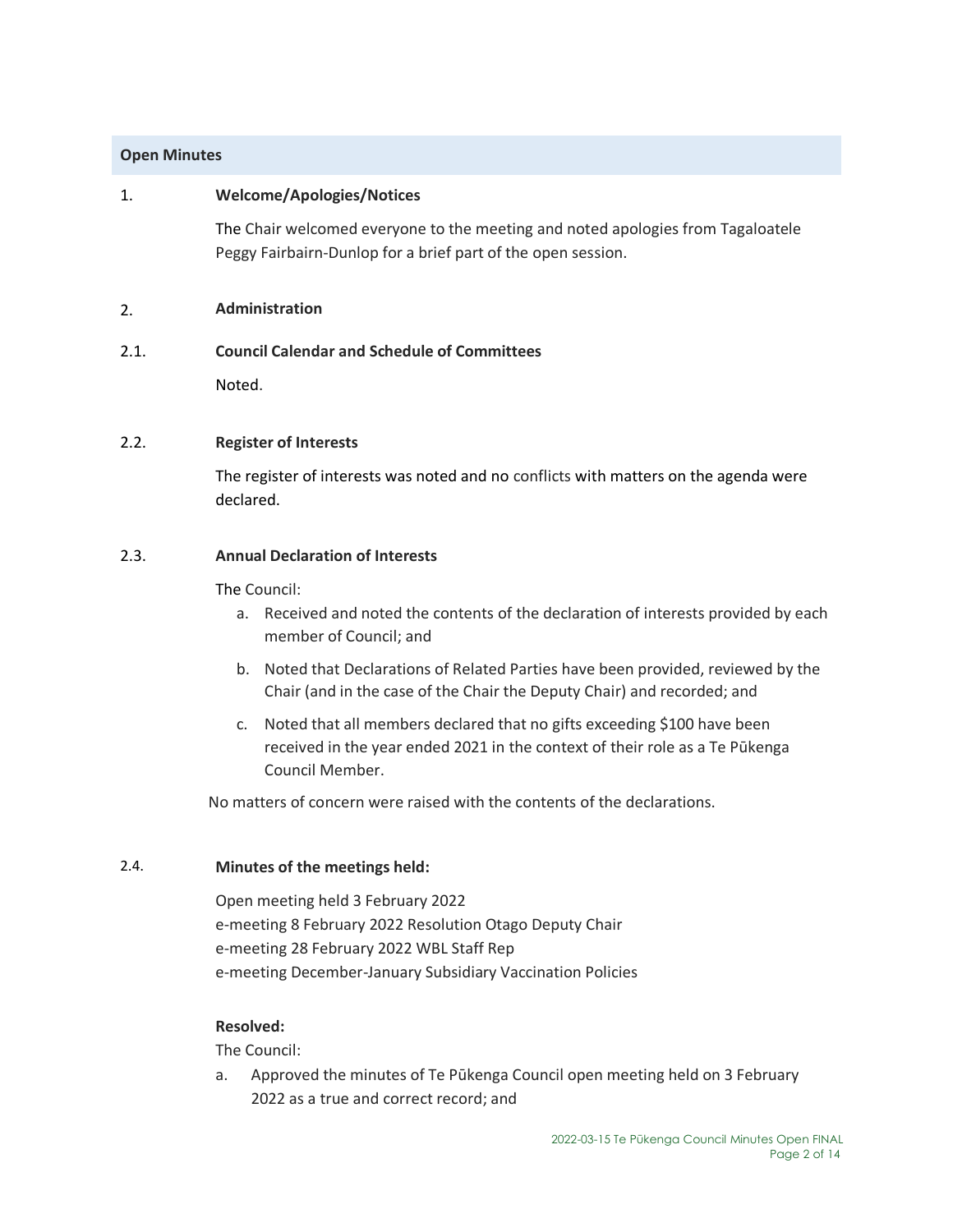## Open Minutes

### 1. Welcome/Apologies/Notices

The Chair welcomed everyone to the meeting and noted apologies from Tagaloatele Peggy Fairbairn-Dunlop for a brief part of the open session.

### 2. Administration

#### 2.1. Council Calendar and Schedule of Committees

Noted.

#### 2.2. Register of Interests

The register of interests was noted and no conflicts with matters on the agenda were declared.

#### 2.3. Annual Declaration of Interests

The Council:

a. Received and noted the contents of the declaration of interests provided by each member of Council; and

b. Noted that Declarations of Related Parties have been provided, reviewed by the Chair (and in the case of the Chair the Deputy Chair) and recorded; and

c. Noted that all members declared that no gifts exceeding $100 have been received in the year ended 2021 in the context of their role as a Te Pūkenga Council Member.

No matters of concern were raised with the contents of the declarations.

#### 2.4. Minutes of the meetings held:

Open meeting held 3 February 2022
e-meeting 8 February 2022 Resolution Otago Deputy Chair
e-meeting 28 February 2022 WBL Staff Rep
e-meeting December-January Subsidiary Vaccination Policies

**Resolved:**

The Council:

a. Approved the minutes of Te Pūkenga Council open meeting held on 3 February 2022 as a true and correct record; and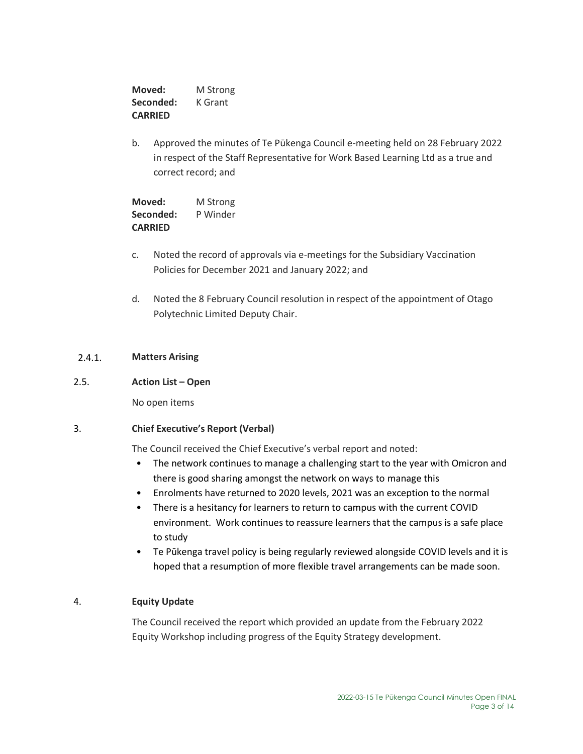**Moved:** M Strong
**Seconded:** K Grant
**CARRIED**

b. Approved the minutes of Te Pūkenga Council e-meeting held on 28 February 2022 in respect of the Staff Representative for Work Based Learning Ltd as a true and correct record; and

**Moved:** M Strong
**Seconded:** P Winder
**CARRIED**

c. Noted the record of approvals via e-meetings for the Subsidiary Vaccination Policies for December 2021 and January 2022; and

d. Noted the 8 February Council resolution in respect of the appointment of Otago Polytechnic Limited Deputy Chair.

#### 2.4.1. Matters Arising

### 2.5. Action List – Open

No open items

## 3. Chief Executive's Report (Verbal)

The Council received the Chief Executive's verbal report and noted:

- The network continues to manage a challenging start to the year with Omicron and there is good sharing amongst the network on ways to manage this
- Enrolments have returned to 2020 levels, 2021 was an exception to the normal
- There is a hesitancy for learners to return to campus with the current COVID environment. Work continues to reassure learners that the campus is a safe place to study
- Te Pūkenga travel policy is being regularly reviewed alongside COVID levels and it is hoped that a resumption of more flexible travel arrangements can be made soon.

## 4. Equity Update

The Council received the report which provided an update from the February 2022 Equity Workshop including progress of the Equity Strategy development.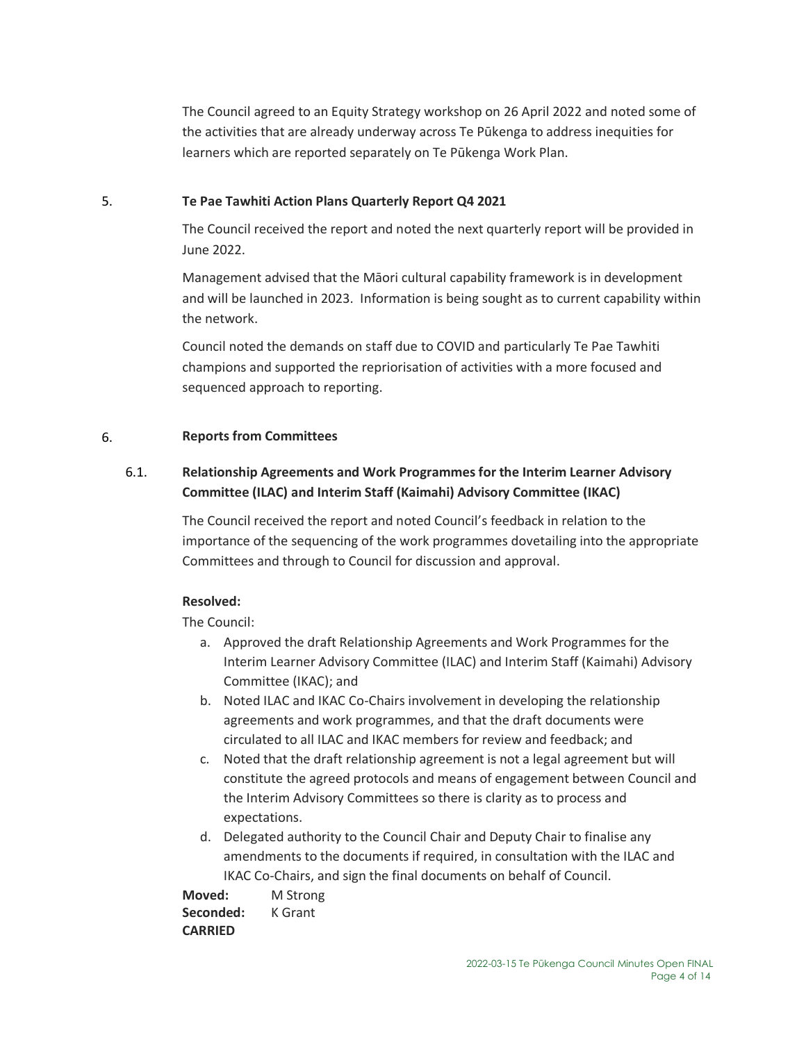The Council agreed to an Equity Strategy workshop on 26 April 2022 and noted some of the activities that are already underway across Te Pūkenga to address inequities for learners which are reported separately on Te Pūkenga Work Plan.

## 5. Te Pae Tawhiti Action Plans Quarterly Report Q4 2021

The Council received the report and noted the next quarterly report will be provided in June 2022.

Management advised that the Māori cultural capability framework is in development and will be launched in 2023. Information is being sought as to current capability within the network.

Council noted the demands on staff due to COVID and particularly Te Pae Tawhiti champions and supported the reprioritisation of activities with a more focused and sequenced approach to reporting.

## 6. Reports from Committees

### 6.1. Relationship Agreements and Work Programmes for the Interim Learner Advisory Committee (ILAC) and Interim Staff (Kaimahi) Advisory Committee (IKAC)

The Council received the report and noted Council's feedback in relation to the importance of the sequencing of the work programmes dovetailing into the appropriate Committees and through to Council for discussion and approval.

**Resolved:**

The Council:

a. Approved the draft Relationship Agreements and Work Programmes for the Interim Learner Advisory Committee (ILAC) and Interim Staff (Kaimahi) Advisory Committee (IKAC); and
b. Noted ILAC and IKAC Co-Chairs involvement in developing the relationship agreements and work programmes, and that the draft documents were circulated to all ILAC and IKAC members for review and feedback; and
c. Noted that the draft relationship agreement is not a legal agreement but will constitute the agreed protocols and means of engagement between Council and the Interim Advisory Committees so there is clarity as to process and expectations.
d. Delegated authority to the Council Chair and Deputy Chair to finalise any amendments to the documents if required, in consultation with the ILAC and IKAC Co-Chairs, and sign the final documents on behalf of Council.

**Moved:** M Strong
**Seconded:** K Grant
**CARRIED**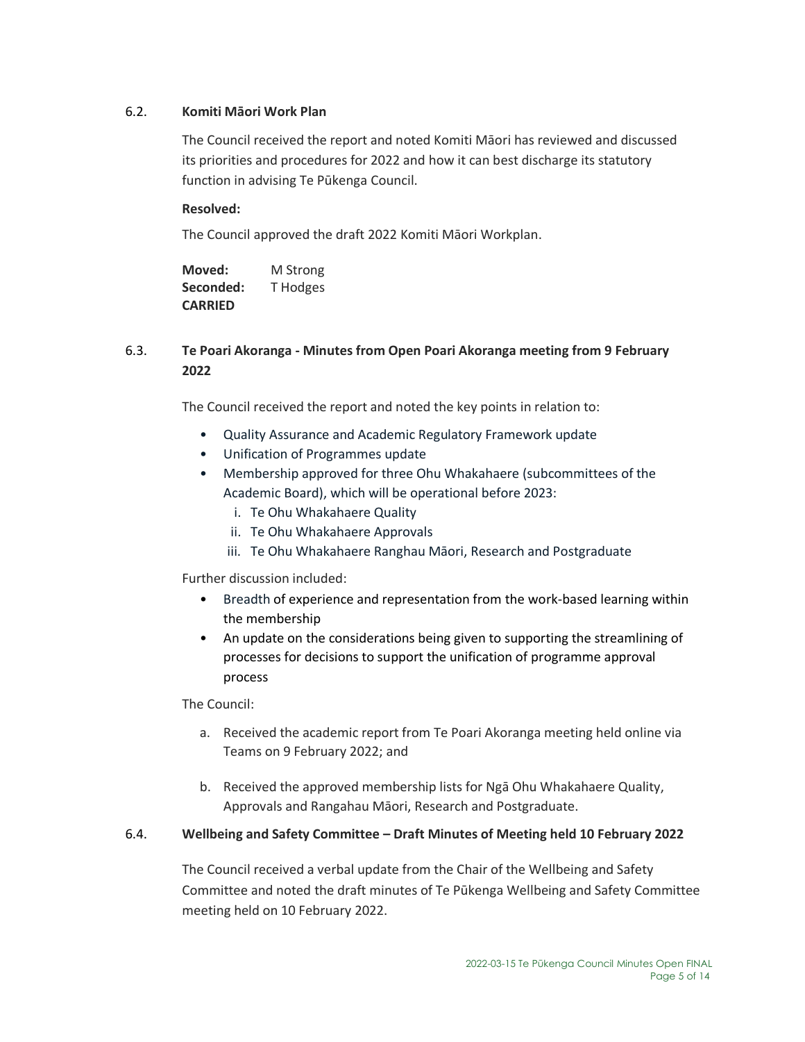### 6.2. Komiti Māori Work Plan

The Council received the report and noted Komiti Māori has reviewed and discussed its priorities and procedures for 2022 and how it can best discharge its statutory function in advising Te Pūkenga Council.

**Resolved:**

The Council approved the draft 2022 Komiti Māori Workplan.

**Moved:** M Strong
**Seconded:** T Hodges
**CARRIED**

### 6.3. Te Poari Akoranga - Minutes from Open Poari Akoranga meeting from 9 February 2022

The Council received the report and noted the key points in relation to:

- Quality Assurance and Academic Regulatory Framework update
- Unification of Programmes update
- Membership approved for three Ohu Whakahaere (subcommittees of the Academic Board), which will be operational before 2023:
  1. Te Ohu Whakahaere Quality
  2. Te Ohu Whakahaere Approvals
  3. Te Ohu Whakahaere Ranghau Māori, Research and Postgraduate

Further discussion included:

- Breadth of experience and representation from the work-based learning within the membership
- An update on the considerations being given to supporting the streamlining of processes for decisions to support the unification of programme approval process

The Council:

a. Received the academic report from Te Poari Akoranga meeting held online via Teams on 9 February 2022; and

b. Received the approved membership lists for Ngā Ohu Whakahaere Quality, Approvals and Rangahau Māori, Research and Postgraduate.

### 6.4. Wellbeing and Safety Committee – Draft Minutes of Meeting held 10 February 2022

The Council received a verbal update from the Chair of the Wellbeing and Safety Committee and noted the draft minutes of Te Pūkenga Wellbeing and Safety Committee meeting held on 10 February 2022.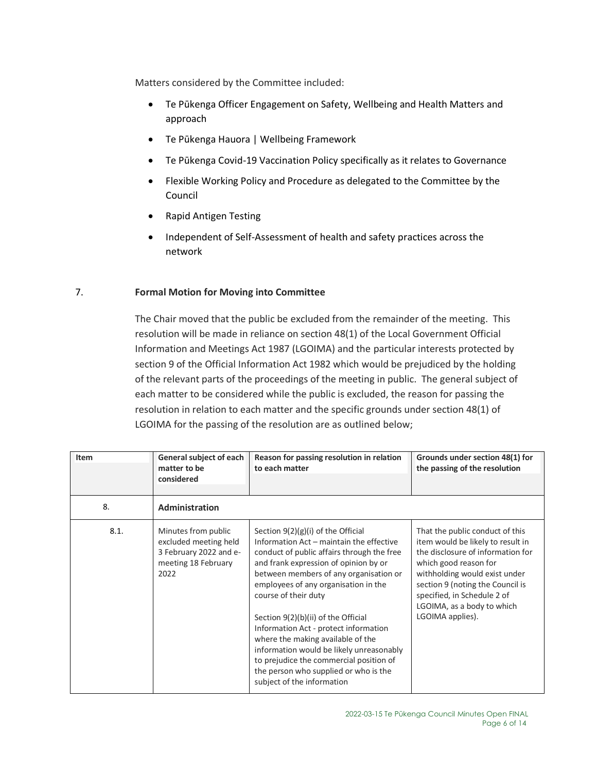Matters considered by the Committee included:

- Te Pūkenga Officer Engagement on Safety, Wellbeing and Health Matters and approach
- Te Pūkenga Hauora | Wellbeing Framework
- Te Pūkenga Covid-19 Vaccination Policy specifically as it relates to Governance
- Flexible Working Policy and Procedure as delegated to the Committee by the Council
- Rapid Antigen Testing
- Independent of Self-Assessment of health and safety practices across the network

## 7. Formal Motion for Moving into Committee

The Chair moved that the public be excluded from the remainder of the meeting. This resolution will be made in reliance on section 48(1) of the Local Government Official Information and Meetings Act 1987 (LGOIMA) and the particular interests protected by section 9 of the Official Information Act 1982 which would be prejudiced by the holding of the relevant parts of the proceedings of the meeting in public. The general subject of each matter to be considered while the public is excluded, the reason for passing the resolution in relation to each matter and the specific grounds under section 48(1) of LGOIMA for the passing of the resolution are as outlined below;

| Item | General subject of each matter to be considered | Reason for passing resolution in relation to each matter | Grounds under section 48(1) for the passing of the resolution |
|---|---|---|---|
| 8. | **Administration** | | |
| 8.1. | Minutes from public excluded meeting held 3 February 2022 and e-meeting 18 February 2022 | Section 9(2)(g)(i) of the Official Information Act – maintain the effective conduct of public affairs through the free and frank expression of opinion by or between members of any organisation or employees of any organisation in the course of their duty<br><br>Section 9(2)(b)(ii) of the Official Information Act - protect information where the making available of the information would be likely unreasonably to prejudice the commercial position of the person who supplied or who is the subject of the information | That the public conduct of this item would be likely to result in the disclosure of information for which good reason for withholding would exist under section 9 (noting the Council is specified, in Schedule 2 of LGOIMA, as a body to which LGOIMA applies). |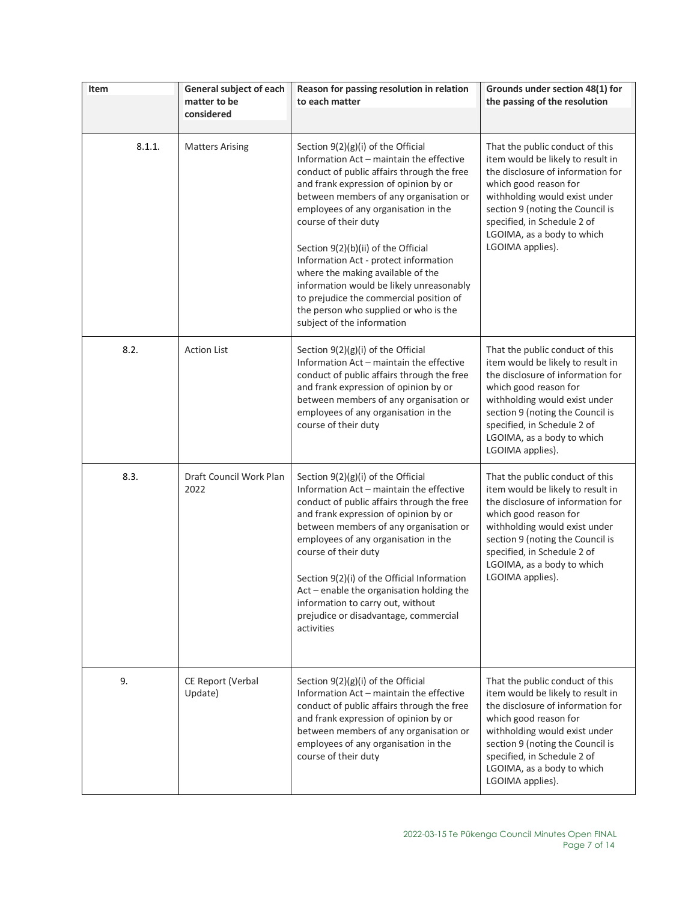| Item | General subject of each matter to be considered | Reason for passing resolution in relation to each matter | Grounds under section 48(1) for the passing of the resolution |
|---|---|---|---|
| 8.1.1. | Matters Arising | Section 9(2)(g)(i) of the Official Information Act – maintain the effective conduct of public affairs through the free and frank expression of opinion by or between members of any organisation or employees of any organisation in the course of their duty<br><br>Section 9(2)(b)(ii) of the Official Information Act - protect information where the making available of the information would be likely unreasonably to prejudice the commercial position of the person who supplied or who is the subject of the information | That the public conduct of this item would be likely to result in the disclosure of information for which good reason for withholding would exist under section 9 (noting the Council is specified, in Schedule 2 of LGOIMA, as a body to which LGOIMA applies). |
| 8.2. | Action List | Section 9(2)(g)(i) of the Official Information Act – maintain the effective conduct of public affairs through the free and frank expression of opinion by or between members of any organisation or employees of any organisation in the course of their duty | That the public conduct of this item would be likely to result in the disclosure of information for which good reason for withholding would exist under section 9 (noting the Council is specified, in Schedule 2 of LGOIMA, as a body to which LGOIMA applies). |
| 8.3. | Draft Council Work Plan 2022 | Section 9(2)(g)(i) of the Official Information Act – maintain the effective conduct of public affairs through the free and frank expression of opinion by or between members of any organisation or employees of any organisation in the course of their duty<br><br>Section 9(2)(i) of the Official Information Act – enable the organisation holding the information to carry out, without prejudice or disadvantage, commercial activities | That the public conduct of this item would be likely to result in the disclosure of information for which good reason for withholding would exist under section 9 (noting the Council is specified, in Schedule 2 of LGOIMA, as a body to which LGOIMA applies). |
| 9. | CE Report (Verbal Update) | Section 9(2)(g)(i) of the Official Information Act – maintain the effective conduct of public affairs through the free and frank expression of opinion by or between members of any organisation or employees of any organisation in the course of their duty | That the public conduct of this item would be likely to result in the disclosure of information for which good reason for withholding would exist under section 9 (noting the Council is specified, in Schedule 2 of LGOIMA, as a body to which LGOIMA applies). |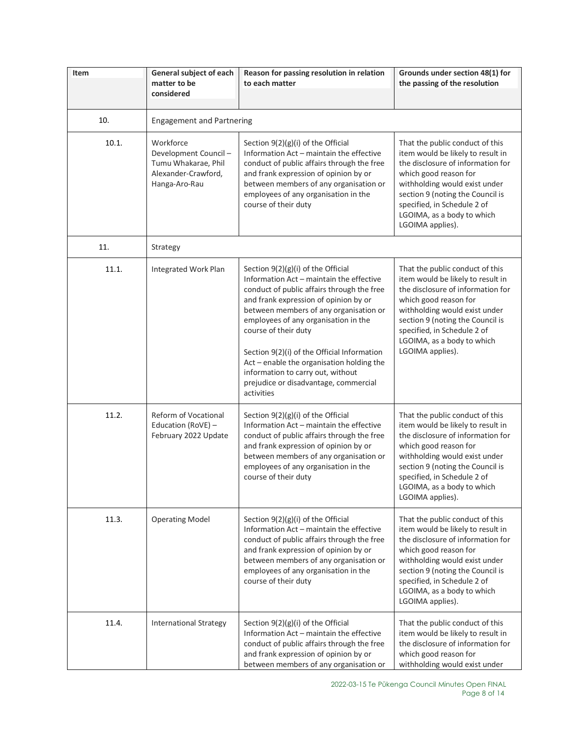| Item | General subject of each matter to be considered | Reason for passing resolution in relation to each matter | Grounds under section 48(1) for the passing of the resolution |
|---|---|---|---|
| 10. | Engagement and Partnering | | |
| 10.1. | Workforce Development Council – Tumu Whakarae, Phil Alexander-Crawford, Hanga-Aro-Rau | Section 9(2)(g)(i) of the Official Information Act – maintain the effective conduct of public affairs through the free and frank expression of opinion by or between members of any organisation or employees of any organisation in the course of their duty | That the public conduct of this item would be likely to result in the disclosure of information for which good reason for withholding would exist under section 9 (noting the Council is specified, in Schedule 2 of LGOIMA, as a body to which LGOIMA applies). |
| 11. | Strategy | | |
| 11.1. | Integrated Work Plan | Section 9(2)(g)(i) of the Official Information Act – maintain the effective conduct of public affairs through the free and frank expression of opinion by or between members of any organisation or employees of any organisation in the course of their duty<br><br>Section 9(2)(i) of the Official Information Act – enable the organisation holding the information to carry out, without prejudice or disadvantage, commercial activities | That the public conduct of this item would be likely to result in the disclosure of information for which good reason for withholding would exist under section 9 (noting the Council is specified, in Schedule 2 of LGOIMA, as a body to which LGOIMA applies). |
| 11.2. | Reform of Vocational Education (RoVE) – February 2022 Update | Section 9(2)(g)(i) of the Official Information Act – maintain the effective conduct of public affairs through the free and frank expression of opinion by or between members of any organisation or employees of any organisation in the course of their duty | That the public conduct of this item would be likely to result in the disclosure of information for which good reason for withholding would exist under section 9 (noting the Council is specified, in Schedule 2 of LGOIMA, as a body to which LGOIMA applies). |
| 11.3. | Operating Model | Section 9(2)(g)(i) of the Official Information Act – maintain the effective conduct of public affairs through the free and frank expression of opinion by or between members of any organisation or employees of any organisation in the course of their duty | That the public conduct of this item would be likely to result in the disclosure of information for which good reason for withholding would exist under section 9 (noting the Council is specified, in Schedule 2 of LGOIMA, as a body to which LGOIMA applies). |
| 11.4. | International Strategy | Section 9(2)(g)(i) of the Official Information Act – maintain the effective conduct of public affairs through the free and frank expression of opinion by or between members of any organisation or | That the public conduct of this item would be likely to result in the disclosure of information for which good reason for withholding would exist under |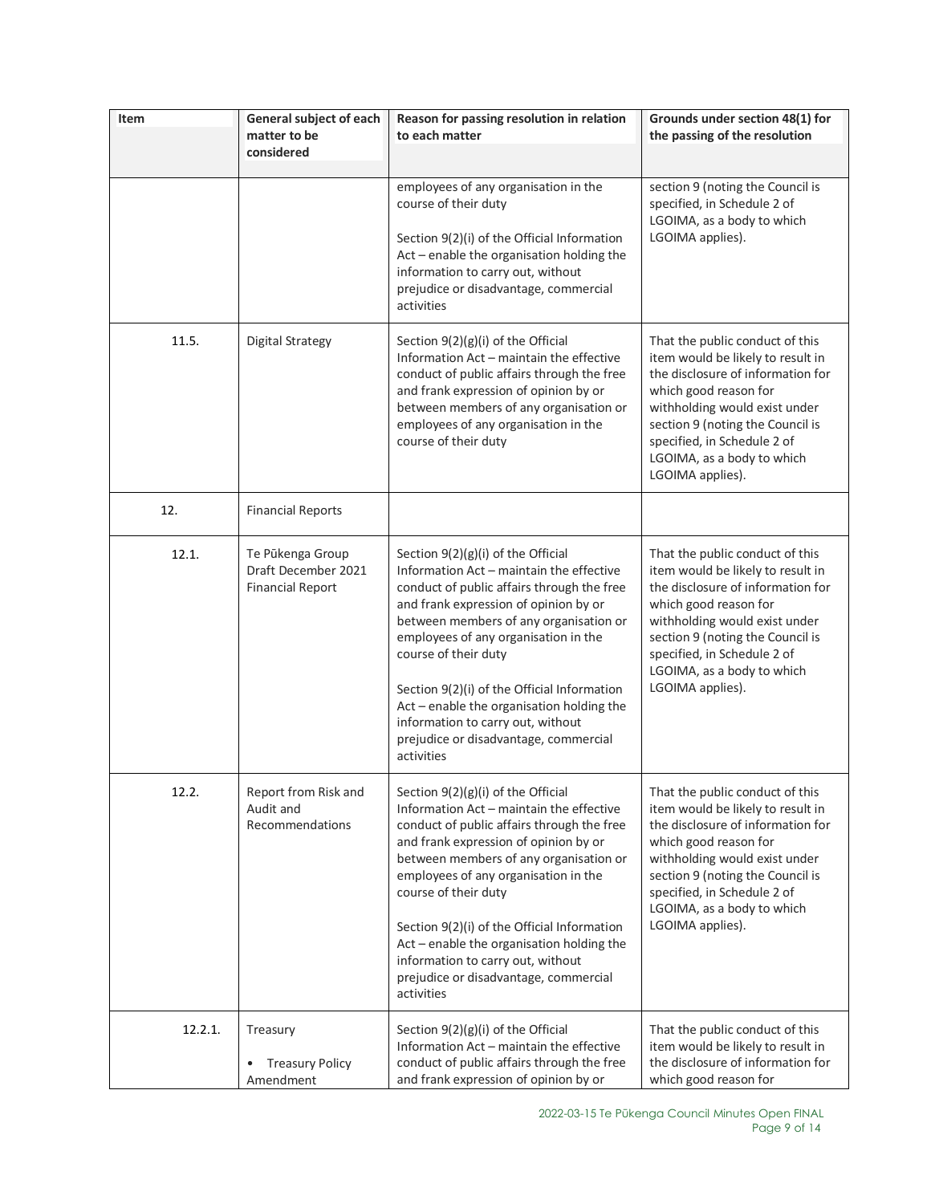| Item | General subject of each matter to be considered | Reason for passing resolution in relation to each matter | Grounds under section 48(1) for the passing of the resolution |
|---|---|---|---|
| | | employees of any organisation in the course of their duty<br><br>Section 9(2)(i) of the Official Information Act – enable the organisation holding the information to carry out, without prejudice or disadvantage, commercial activities | section 9 (noting the Council is specified, in Schedule 2 of LGOIMA, as a body to which LGOIMA applies). |
| 11.5. | Digital Strategy | Section 9(2)(g)(i) of the Official Information Act – maintain the effective conduct of public affairs through the free and frank expression of opinion by or between members of any organisation or employees of any organisation in the course of their duty | That the public conduct of this item would be likely to result in the disclosure of information for which good reason for withholding would exist under section 9 (noting the Council is specified, in Schedule 2 of LGOIMA, as a body to which LGOIMA applies). |
| 12. | Financial Reports | | |
| 12.1. | Te Pūkenga Group Draft December 2021 Financial Report | Section 9(2)(g)(i) of the Official Information Act – maintain the effective conduct of public affairs through the free and frank expression of opinion by or between members of any organisation or employees of any organisation in the course of their duty<br><br>Section 9(2)(i) of the Official Information Act – enable the organisation holding the information to carry out, without prejudice or disadvantage, commercial activities | That the public conduct of this item would be likely to result in the disclosure of information for which good reason for withholding would exist under section 9 (noting the Council is specified, in Schedule 2 of LGOIMA, as a body to which LGOIMA applies). |
| 12.2. | Report from Risk and Audit and Recommendations | Section 9(2)(g)(i) of the Official Information Act – maintain the effective conduct of public affairs through the free and frank expression of opinion by or between members of any organisation or employees of any organisation in the course of their duty<br><br>Section 9(2)(i) of the Official Information Act – enable the organisation holding the information to carry out, without prejudice or disadvantage, commercial activities | That the public conduct of this item would be likely to result in the disclosure of information for which good reason for withholding would exist under section 9 (noting the Council is specified, in Schedule 2 of LGOIMA, as a body to which LGOIMA applies). |
| 12.2.1. | Treasury<br><br>• Treasury Policy Amendment | Section 9(2)(g)(i) of the Official Information Act – maintain the effective conduct of public affairs through the free and frank expression of opinion by or | That the public conduct of this item would be likely to result in the disclosure of information for which good reason for |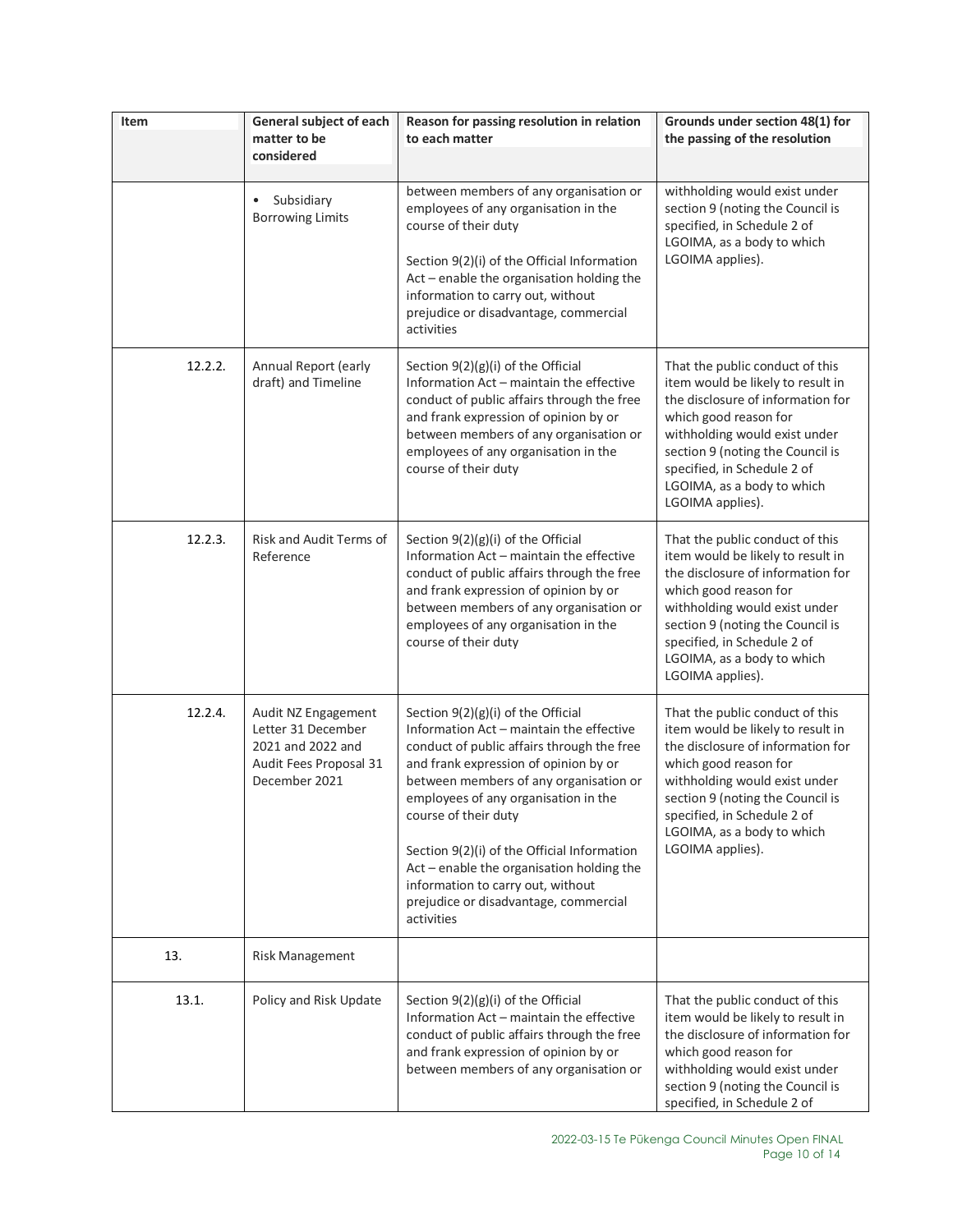| Item | General subject of each matter to be considered | Reason for passing resolution in relation to each matter | Grounds under section 48(1) for the passing of the resolution |
|---|---|---|---|
| | • Subsidiary Borrowing Limits | between members of any organisation or employees of any organisation in the course of their duty<br><br>Section 9(2)(i) of the Official Information Act – enable the organisation holding the information to carry out, without prejudice or disadvantage, commercial activities | withholding would exist under section 9 (noting the Council is specified, in Schedule 2 of LGOIMA, as a body to which LGOIMA applies). |
| 12.2.2. | Annual Report (early draft) and Timeline | Section 9(2)(g)(i) of the Official Information Act – maintain the effective conduct of public affairs through the free and frank expression of opinion by or between members of any organisation or employees of any organisation in the course of their duty | That the public conduct of this item would be likely to result in the disclosure of information for which good reason for withholding would exist under section 9 (noting the Council is specified, in Schedule 2 of LGOIMA, as a body to which LGOIMA applies). |
| 12.2.3. | Risk and Audit Terms of Reference | Section 9(2)(g)(i) of the Official Information Act – maintain the effective conduct of public affairs through the free and frank expression of opinion by or between members of any organisation or employees of any organisation in the course of their duty | That the public conduct of this item would be likely to result in the disclosure of information for which good reason for withholding would exist under section 9 (noting the Council is specified, in Schedule 2 of LGOIMA, as a body to which LGOIMA applies). |
| 12.2.4. | Audit NZ Engagement Letter 31 December 2021 and 2022 and Audit Fees Proposal 31 December 2021 | Section 9(2)(g)(i) of the Official Information Act – maintain the effective conduct of public affairs through the free and frank expression of opinion by or between members of any organisation or employees of any organisation in the course of their duty<br><br>Section 9(2)(i) of the Official Information Act – enable the organisation holding the information to carry out, without prejudice or disadvantage, commercial activities | That the public conduct of this item would be likely to result in the disclosure of information for which good reason for withholding would exist under section 9 (noting the Council is specified, in Schedule 2 of LGOIMA, as a body to which LGOIMA applies). |
| 13. | Risk Management | | |
| 13.1. | Policy and Risk Update | Section 9(2)(g)(i) of the Official Information Act – maintain the effective conduct of public affairs through the free and frank expression of opinion by or between members of any organisation or | That the public conduct of this item would be likely to result in the disclosure of information for which good reason for withholding would exist under section 9 (noting the Council is specified, in Schedule 2 of |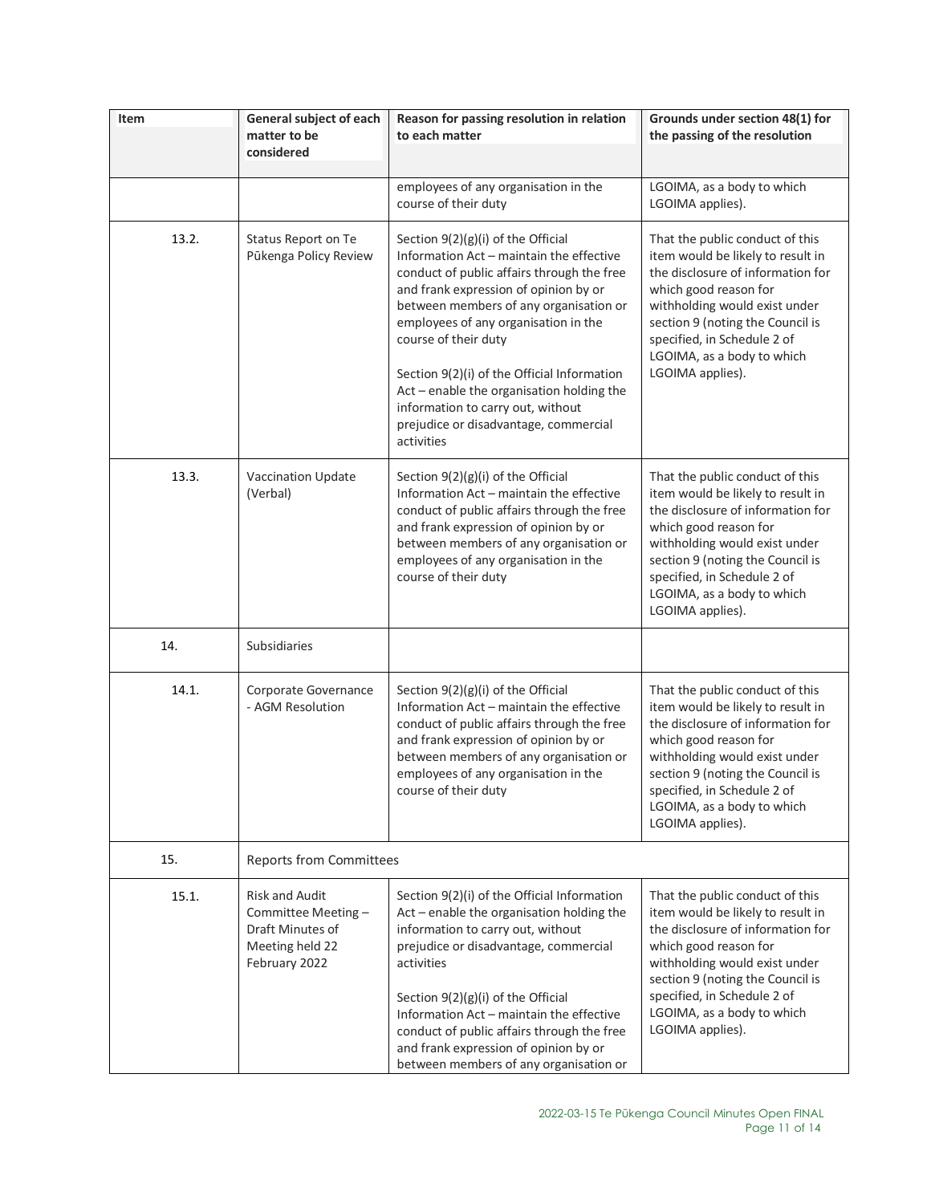| Item | General subject of each matter to be considered | Reason for passing resolution in relation to each matter | Grounds under section 48(1) for the passing of the resolution |
|---|---|---|---|
| | | employees of any organisation in the course of their duty | LGOIMA, as a body to which LGOIMA applies). |
| 13.2. | Status Report on Te Pūkenga Policy Review | Section 9(2)(g)(i) of the Official Information Act – maintain the effective conduct of public affairs through the free and frank expression of opinion by or between members of any organisation or employees of any organisation in the course of their duty<br><br>Section 9(2)(i) of the Official Information Act – enable the organisation holding the information to carry out, without prejudice or disadvantage, commercial activities | That the public conduct of this item would be likely to result in the disclosure of information for which good reason for withholding would exist under section 9 (noting the Council is specified, in Schedule 2 of LGOIMA, as a body to which LGOIMA applies). |
| 13.3. | Vaccination Update (Verbal) | Section 9(2)(g)(i) of the Official Information Act – maintain the effective conduct of public affairs through the free and frank expression of opinion by or between members of any organisation or employees of any organisation in the course of their duty | That the public conduct of this item would be likely to result in the disclosure of information for which good reason for withholding would exist under section 9 (noting the Council is specified, in Schedule 2 of LGOIMA, as a body to which LGOIMA applies). |
| 14. | Subsidiaries | | |
| 14.1. | Corporate Governance - AGM Resolution | Section 9(2)(g)(i) of the Official Information Act – maintain the effective conduct of public affairs through the free and frank expression of opinion by or between members of any organisation or employees of any organisation in the course of their duty | That the public conduct of this item would be likely to result in the disclosure of information for which good reason for withholding would exist under section 9 (noting the Council is specified, in Schedule 2 of LGOIMA, as a body to which LGOIMA applies). |
| 15. | Reports from Committees | | |
| 15.1. | Risk and Audit Committee Meeting – Draft Minutes of Meeting held 22 February 2022 | Section 9(2)(i) of the Official Information Act – enable the organisation holding the information to carry out, without prejudice or disadvantage, commercial activities<br><br>Section 9(2)(g)(i) of the Official Information Act – maintain the effective conduct of public affairs through the free and frank expression of opinion by or between members of any organisation or | That the public conduct of this item would be likely to result in the disclosure of information for which good reason for withholding would exist under section 9 (noting the Council is specified, in Schedule 2 of LGOIMA, as a body to which LGOIMA applies). |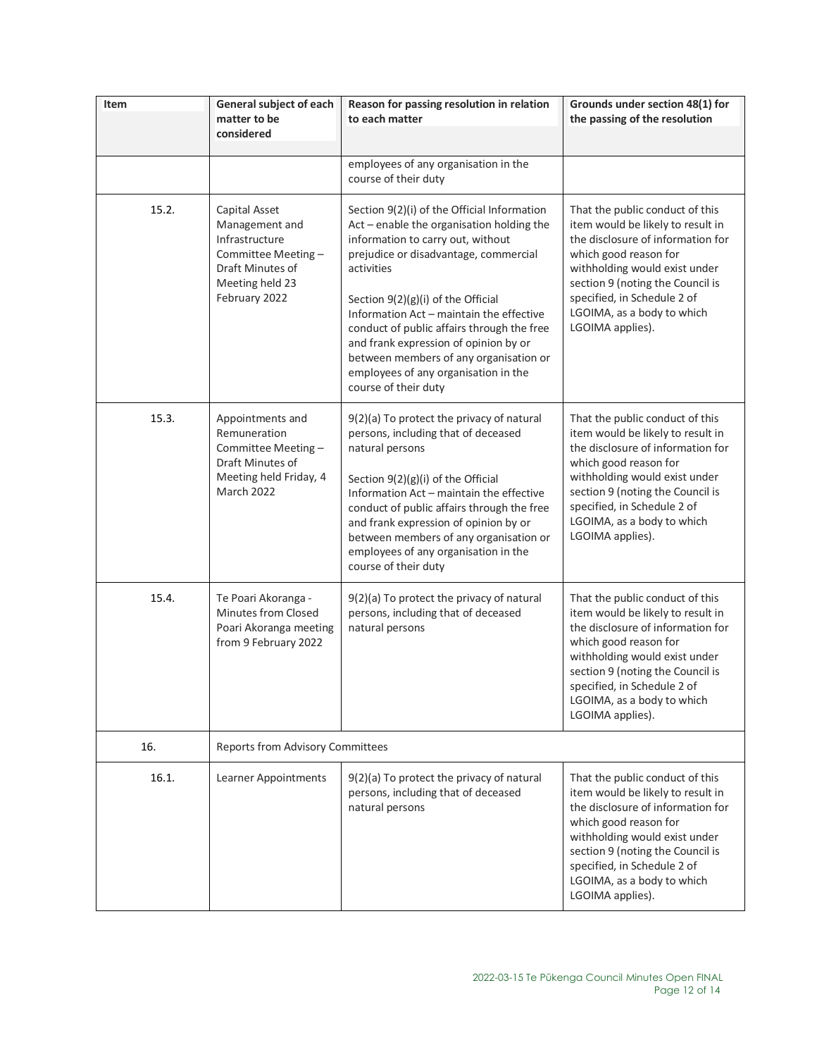| Item | General subject of each matter to be considered | Reason for passing resolution in relation to each matter | Grounds under section 48(1) for the passing of the resolution |
|---|---|---|---|
| | | employees of any organisation in the course of their duty | |
| 15.2. | Capital Asset Management and Infrastructure Committee Meeting – Draft Minutes of Meeting held 23 February 2022 | Section 9(2)(i) of the Official Information Act – enable the organisation holding the information to carry out, without prejudice or disadvantage, commercial activities<br><br>Section 9(2)(g)(i) of the Official Information Act – maintain the effective conduct of public affairs through the free and frank expression of opinion by or between members of any organisation or employees of any organisation in the course of their duty | That the public conduct of this item would be likely to result in the disclosure of information for which good reason for withholding would exist under section 9 (noting the Council is specified, in Schedule 2 of LGOIMA, as a body to which LGOIMA applies). |
| 15.3. | Appointments and Remuneration Committee Meeting – Draft Minutes of Meeting held Friday, 4 March 2022 | 9(2)(a) To protect the privacy of natural persons, including that of deceased natural persons<br><br>Section 9(2)(g)(i) of the Official Information Act – maintain the effective conduct of public affairs through the free and frank expression of opinion by or between members of any organisation or employees of any organisation in the course of their duty | That the public conduct of this item would be likely to result in the disclosure of information for which good reason for withholding would exist under section 9 (noting the Council is specified, in Schedule 2 of LGOIMA, as a body to which LGOIMA applies). |
| 15.4. | Te Poari Akoranga - Minutes from Closed Poari Akoranga meeting from 9 February 2022 | 9(2)(a) To protect the privacy of natural persons, including that of deceased natural persons | That the public conduct of this item would be likely to result in the disclosure of information for which good reason for withholding would exist under section 9 (noting the Council is specified, in Schedule 2 of LGOIMA, as a body to which LGOIMA applies). |
| 16. | Reports from Advisory Committees | | |
| 16.1. | Learner Appointments | 9(2)(a) To protect the privacy of natural persons, including that of deceased natural persons | That the public conduct of this item would be likely to result in the disclosure of information for which good reason for withholding would exist under section 9 (noting the Council is specified, in Schedule 2 of LGOIMA, as a body to which LGOIMA applies). |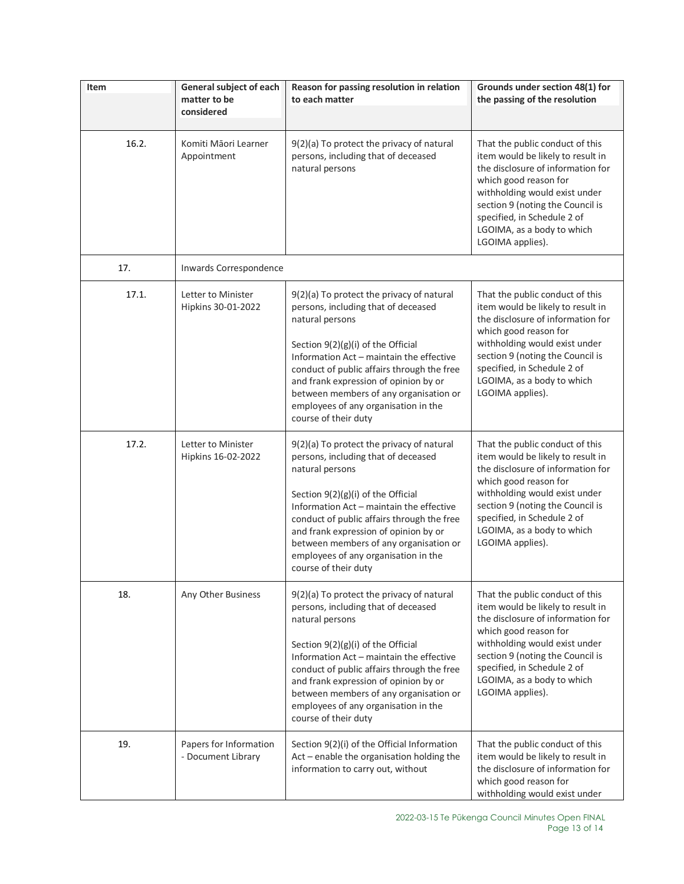| Item | General subject of each matter to be considered | Reason for passing resolution in relation to each matter | Grounds under section 48(1) for the passing of the resolution |
|---|---|---|---|
| 16.2. | Komiti Māori Learner Appointment | 9(2)(a) To protect the privacy of natural persons, including that of deceased natural persons | That the public conduct of this item would be likely to result in the disclosure of information for which good reason for withholding would exist under section 9 (noting the Council is specified, in Schedule 2 of LGOIMA, as a body to which LGOIMA applies). |
| 17. | Inwards Correspondence | | |
| 17.1. | Letter to Minister Hipkins 30-01-2022 | 9(2)(a) To protect the privacy of natural persons, including that of deceased natural persons<br><br>Section 9(2)(g)(i) of the Official Information Act – maintain the effective conduct of public affairs through the free and frank expression of opinion by or between members of any organisation or employees of any organisation in the course of their duty | That the public conduct of this item would be likely to result in the disclosure of information for which good reason for withholding would exist under section 9 (noting the Council is specified, in Schedule 2 of LGOIMA, as a body to which LGOIMA applies). |
| 17.2. | Letter to Minister Hipkins 16-02-2022 | 9(2)(a) To protect the privacy of natural persons, including that of deceased natural persons<br><br>Section 9(2)(g)(i) of the Official Information Act – maintain the effective conduct of public affairs through the free and frank expression of opinion by or between members of any organisation or employees of any organisation in the course of their duty | That the public conduct of this item would be likely to result in the disclosure of information for which good reason for withholding would exist under section 9 (noting the Council is specified, in Schedule 2 of LGOIMA, as a body to which LGOIMA applies). |
| 18. | Any Other Business | 9(2)(a) To protect the privacy of natural persons, including that of deceased natural persons<br><br>Section 9(2)(g)(i) of the Official Information Act – maintain the effective conduct of public affairs through the free and frank expression of opinion by or between members of any organisation or employees of any organisation in the course of their duty | That the public conduct of this item would be likely to result in the disclosure of information for which good reason for withholding would exist under section 9 (noting the Council is specified, in Schedule 2 of LGOIMA, as a body to which LGOIMA applies). |
| 19. | Papers for Information - Document Library | Section 9(2)(i) of the Official Information Act – enable the organisation holding the information to carry out, without | That the public conduct of this item would be likely to result in the disclosure of information for which good reason for withholding would exist under |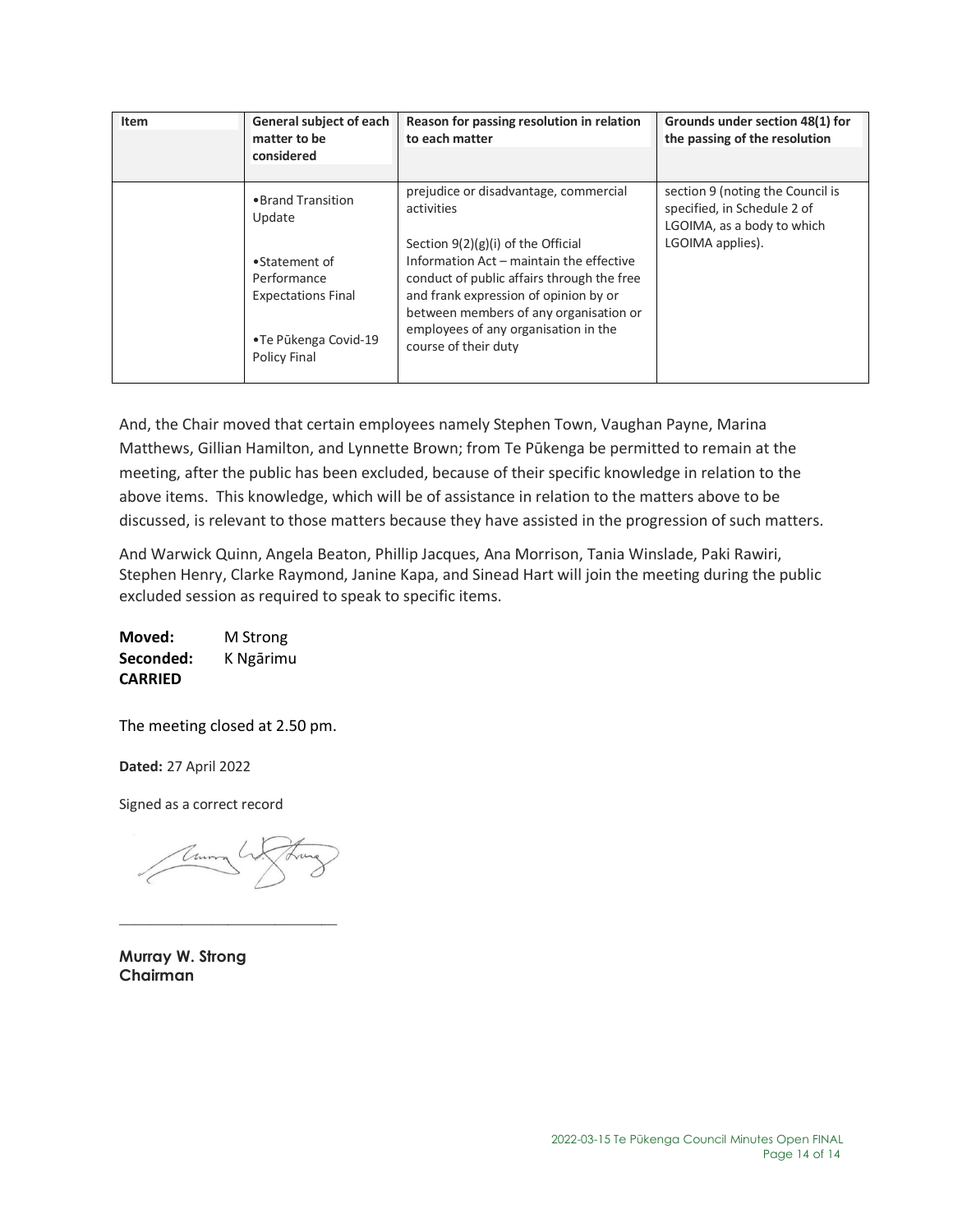| Item | General subject of each matter to be considered | Reason for passing resolution in relation to each matter | Grounds under section 48(1) for the passing of the resolution |
|---|---|---|---|
| | •Brand Transition Update<br><br>•Statement of Performance Expectations Final<br><br>•Te Pūkenga Covid-19 Policy Final | prejudice or disadvantage, commercial activities<br><br>Section 9(2)(g)(i) of the Official Information Act – maintain the effective conduct of public affairs through the free and frank expression of opinion by or between members of any organisation or employees of any organisation in the course of their duty | section 9 (noting the Council is specified, in Schedule 2 of LGOIMA, as a body to which LGOIMA applies). |

And, the Chair moved that certain employees namely Stephen Town, Vaughan Payne, Marina Matthews, Gillian Hamilton, and Lynnette Brown; from Te Pūkenga be permitted to remain at the meeting, after the public has been excluded, because of their specific knowledge in relation to the above items. This knowledge, which will be of assistance in relation to the matters above to be discussed, is relevant to those matters because they have assisted in the progression of such matters.

And Warwick Quinn, Angela Beaton, Phillip Jacques, Ana Morrison, Tania Winslade, Paki Rawiri, Stephen Henry, Clarke Raymond, Janine Kapa, and Sinead Hart will join the meeting during the public excluded session as required to speak to specific items.

**Moved:** M Strong
**Seconded:** K Ngārimu
**CARRIED**

The meeting closed at 2.50 pm.

**Dated:** 27 April 2022

Signed as a correct record

\_\_\_\_\_\_\_\_\_\_\_\_\_\_\_\_\_\_\_\_\_\_\_\_\_\_\_\_

**Murray W. Strong**
**Chairman**